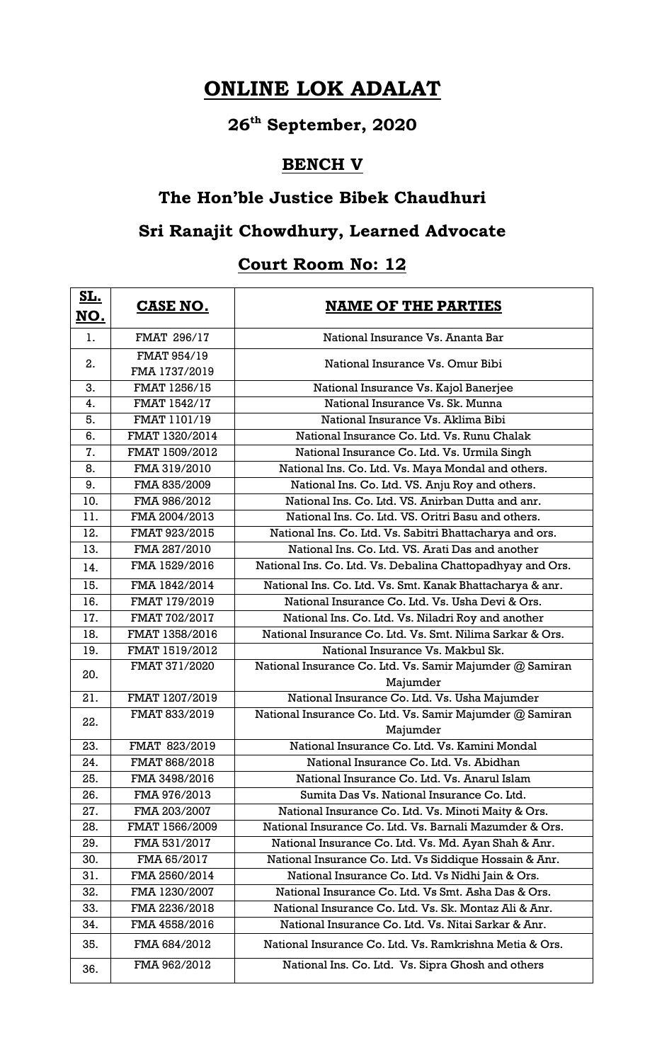# ONLINE LOK ADALAT

## 26th September, 2020

## BENCH V

## The Hon'ble Justice Bibek Chaudhuri

## Sri Ranajit Chowdhury, Learned Advocate

## Court Room No: 12

| SL. NO. | CASE NO. | NAME OF THE PARTIES |
|---|---|---|
| 1. | FMAT 296/17 | National Insurance Vs. Ananta Bar |
| 2. | FMAT 954/19<br>FMA 1737/2019 | National Insurance Vs. Omur Bibi |
| 3. | FMAT 1256/15 | National Insurance Vs. Kajol Banerjee |
| 4. | FMAT 1542/17 | National Insurance Vs. Sk. Munna |
| 5. | FMAT 1101/19 | National Insurance Vs. Aklima Bibi |
| 6. | FMAT 1320/2014 | National Insurance Co. Ltd. Vs. Runu Chalak |
| 7. | FMAT 1509/2012 | National Insurance Co. Ltd. Vs. Urmila Singh |
| 8. | FMA 319/2010 | National Ins. Co. Ltd. Vs. Maya Mondal and others. |
| 9. | FMA 835/2009 | National Ins. Co. Ltd. VS. Anju Roy and others. |
| 10. | FMA 986/2012 | National Ins. Co. Ltd. VS. Anirban Dutta and anr. |
| 11. | FMA 2004/2013 | National Ins. Co. Ltd. VS. Oritri Basu and others. |
| 12. | FMAT 923/2015 | National Ins. Co. Ltd. Vs. Sabitri Bhattacharya and ors. |
| 13. | FMA 287/2010 | National Ins. Co. Ltd. VS. Arati Das and another |
| 14. | FMA 1529/2016 | National Ins. Co. Ltd. Vs. Debalina Chattopadhyay and Ors. |
| 15. | FMA 1842/2014 | National Ins. Co. Ltd. Vs. Smt. Kanak Bhattacharya & anr. |
| 16. | FMAT 179/2019 | National Insurance Co. Ltd. Vs. Usha Devi & Ors. |
| 17. | FMAT 702/2017 | National Ins. Co. Ltd. Vs. Niladri Roy and another |
| 18. | FMAT 1358/2016 | National Insurance Co. Ltd. Vs. Smt. Nilima Sarkar & Ors. |
| 19. | FMAT 1519/2012 | National Insurance Vs. Makbul Sk. |
| 20. | FMAT 371/2020 | National Insurance Co. Ltd. Vs. Samir Majumder @ Samiran Majumder |
| 21. | FMAT 1207/2019 | National Insurance Co. Ltd. Vs. Usha Majumder |
| 22. | FMAT 833/2019 | National Insurance Co. Ltd. Vs. Samir Majumder @ Samiran Majumder |
| 23. | FMAT 823/2019 | National Insurance Co. Ltd. Vs. Kamini Mondal |
| 24. | FMAT 868/2018 | National Insurance Co. Ltd. Vs. Abidhan |
| 25. | FMA 3498/2016 | National Insurance Co. Ltd. Vs. Anarul Islam |
| 26. | FMA 976/2013 | Sumita Das Vs. National Insurance Co. Ltd. |
| 27. | FMA 203/2007 | National Insurance Co. Ltd. Vs. Minoti Maity & Ors. |
| 28. | FMAT 1566/2009 | National Insurance Co. Ltd. Vs. Barnali Mazumder & Ors. |
| 29. | FMA 531/2017 | National Insurance Co. Ltd. Vs. Md. Ayan Shah & Anr. |
| 30. | FMA 65/2017 | National Insurance Co. Ltd. Vs Siddique Hossain & Anr. |
| 31. | FMA 2560/2014 | National Insurance Co. Ltd. Vs Nidhi Jain & Ors. |
| 32. | FMA 1230/2007 | National Insurance Co. Ltd. Vs Smt. Asha Das & Ors. |
| 33. | FMA 2236/2018 | National Insurance Co. Ltd. Vs. Sk. Montaz Ali & Anr. |
| 34. | FMA 4558/2016 | National Insurance Co. Ltd. Vs. Nitai Sarkar & Anr. |
| 35. | FMA 684/2012 | National Insurance Co. Ltd. Vs. Ramkrishna Metia & Ors. |
| 36. | FMA 962/2012 | National Ins. Co. Ltd. Vs. Sipra Ghosh and others |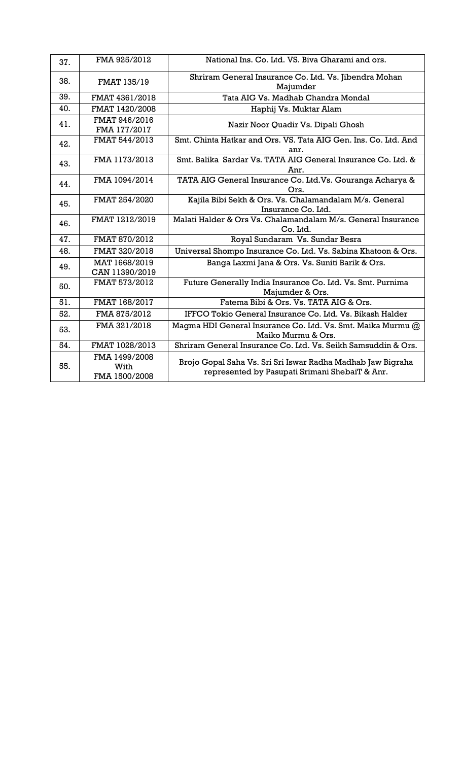| | | |
|---|---|---|
| 37. | FMA 925/2012 | National Ins. Co. Ltd. VS. Biva Gharami and ors. |
| 38. | FMAT 135/19 | Shriram General Insurance Co. Ltd. Vs. Jibendra Mohan Majumder |
| 39. | FMAT 4361/2018 | Tata AIG Vs. Madhab Chandra Mondal |
| 40. | FMAT 1420/2008 | Haphij Vs. Muktar Alam |
| 41. | FMAT 946/2016 FMA 177/2017 | Nazir Noor Quadir Vs. Dipali Ghosh |
| 42. | FMAT 544/2013 | Smt. Chinta Hatkar and Ors. VS. Tata AIG Gen. Ins. Co. Ltd. And anr. |
| 43. | FMA 1173/2013 | Smt. Balika Sardar Vs. TATA AIG General Insurance Co. Ltd. & Anr. |
| 44. | FMA 1094/2014 | TATA AIG General Insurance Co. Ltd.Vs. Gouranga Acharya & Ors. |
| 45. | FMAT 254/2020 | Kajila Bibi Sekh & Ors. Vs. Chalamandalam M/s. General Insurance Co. Ltd. |
| 46. | FMAT 1212/2019 | Malati Halder & Ors Vs. Chalamandalam M/s. General Insurance Co. Ltd. |
| 47. | FMAT 870/2012 | Royal Sundaram Vs. Sundar Besra |
| 48. | FMAT 320/2018 | Universal Shompo Insurance Co. Ltd. Vs. Sabina Khatoon & Ors. |
| 49. | MAT 1668/2019 CAN 11390/2019 | Banga Laxmi Jana & Ors. Vs. Suniti Barik & Ors. |
| 50. | FMAT 573/2012 | Future Generally India Insurance Co. Ltd. Vs. Smt. Purnima Majumder & Ors. |
| 51. | FMAT 168/2017 | Fatema Bibi & Ors. Vs. TATA AIG & Ors. |
| 52. | FMA 875/2012 | IFFCO Tokio General Insurance Co. Ltd. Vs. Bikash Halder |
| 53. | FMA 321/2018 | Magma HDI General Insurance Co. Ltd. Vs. Smt. Maika Murmu @ Maiko Murmu & Ors. |
| 54. | FMAT 1028/2013 | Shriram General Insurance Co. Ltd. Vs. Seikh Samsuddin & Ors. |
| 55. | FMA 1499/2008 With FMA 1500/2008 | Brojo Gopal Saha Vs. Sri Sri Iswar Radha Madhab Jaw Bigraha represented by Pasupati Srimani ShebaiT & Anr. |